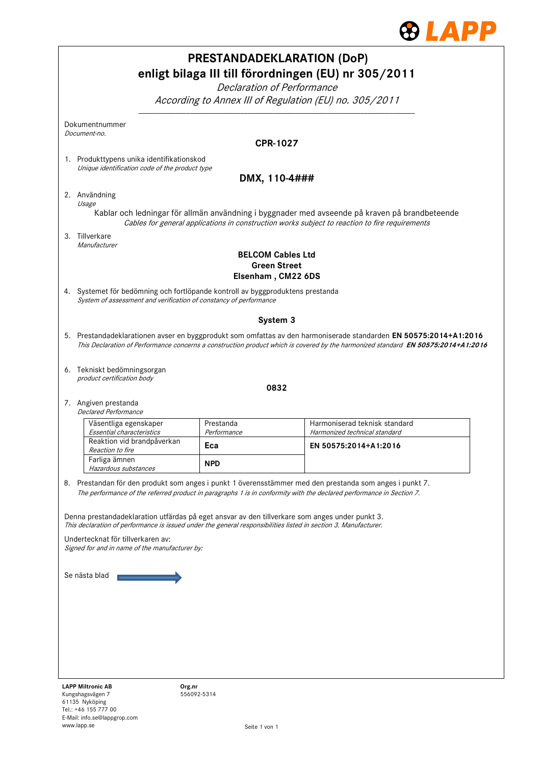# PRESTANDADEKLARATION (DoP)
# enligt bilaga III till förordningen (EU) nr 305/2011

*Declaration of Performance*
*According to Annex III of Regulation (EU) no. 305/2011*

Dokumentnummer
*Document-no.*

**CPR-1027**

1. Produkttypens unika identifikationskod
   *Unique identification code of the product type*

   **DMX, 110-4###**

2. Användning
   *Usage*

   Kablar och ledningar för allmän användning i byggnader med avseende på kraven på brandbeteende
   *Cables for general applications in construction works subject to reaction to fire requirements*

3. Tillverkare
   *Manufacturer*

   **BELCOM Cables Ltd**
   **Green Street**
   **Elsenham , CM22 6DS**

4. Systemet för bedömning och fortlöpande kontroll av byggproduktens prestanda
   *System of assessment and verification of constancy of performance*

   **System 3**

5. Prestandadeklarationen avser en byggprodukt som omfattas av den harmoniserade standarden **EN 50575:2014+A1:2016**
   *This Declaration of Performance concerns a construction product which is covered by the harmonized standard* ***EN 50575:2014+A1:2016***

6. Tekniskt bedömningsorgan
   *product certification body*

   **0832**

7. Angiven prestanda
   *Declared Performance*

| Väsentliga egenskaper *Essential characteristics* | Prestanda *Performance* | Harmoniserad teknisk standard *Harmonized technical standard* |
|---|---|---|
| Reaktion vid brandpåverkan *Reaction to fire* | **Eca** | **EN 50575:2014+A1:2016** |
| Farliga ämnen *Hazardous substances* | **NPD** | |

8. Prestandan för den produkt som anges i punkt 1 överensstämmer med den prestanda som anges i punkt 7.
   *The performance of the referred product in paragraphs 1 is in conformity with the declared performance in Section 7.*

Denna prestandadeklaration utfärdas på eget ansvar av den tillverkare som anges under punkt 3.
*This declaration of performance is issued under the general responsibilities listed in section 3. Manufacturer.*

Undertecknat för tillverkaren av:
*Signed for and in name of the manufacturer by:*

Se nästa blad →

**LAPP Miltronic AB**
Kungshagsvägen 7
61135 Nyköping
Tel.: +46 155 777 00
E-Mail: info.se@lappgrop.com
www.lapp.se

**Org.nr**
556092-5314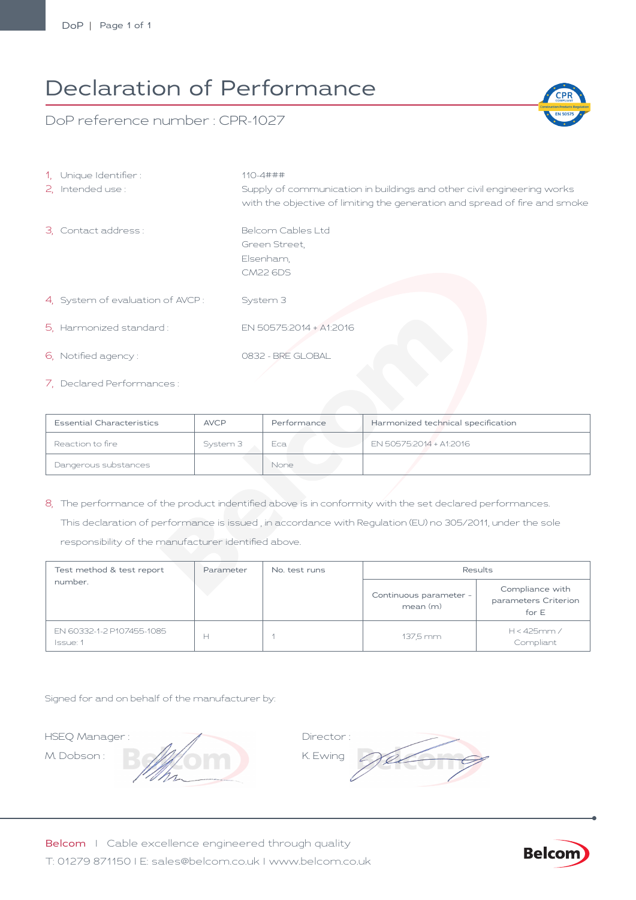# Declaration of Performance

## DoP reference number : CPR-1027

1. Unique Identifier : 110-4###
2. Intended use : Supply of communication in buildings and other civil engineering works with the objective of limiting the generation and spread of fire and smoke
3. Contact address : Belcom Cables Ltd
   Green Street,
   Elsenham,
   CM22 6DS
4. System of evaluation of AVCP : System 3
5. Harmonized standard : EN 50575:2014 + A1:2016
6. Notified agency : 0832 - BRE GLOBAL
7. Declared Performances :

| Essential Characteristics | AVCP | Performance | Harmonized technical specification |
|---|---|---|---|
| Reaction to fire | System 3 | Eca | EN 50575:2014 + A1:2016 |
| Dangerous substances | | None | |

8. The performance of the product indentified above is in conformity with the set declared performances.

   This declaration of performance is issued , in accordance with Regulation (EU) no 305/2011, under the sole responsibility of the manufacturer identified above.

| Test method & test report number. | Parameter | No. test runs | Results | |
|---|---|---|---|---|
| | | | Continuous parameter - mean (m) | Compliance with parameters Criterion for E |
| EN 60332-1-2 P107455-1085 Issue: 1 | H | 1 | 137,5 mm | H < 425mm / Compliant |

Signed for and on behalf of the manufacturer by:

HSEQ Manager :
M. Dobson :

Director :
K. Ewing

Belcom | Cable excellence engineered through quality

T: 01279 871150 I E: sales@belcom.co.uk I www.belcom.co.uk